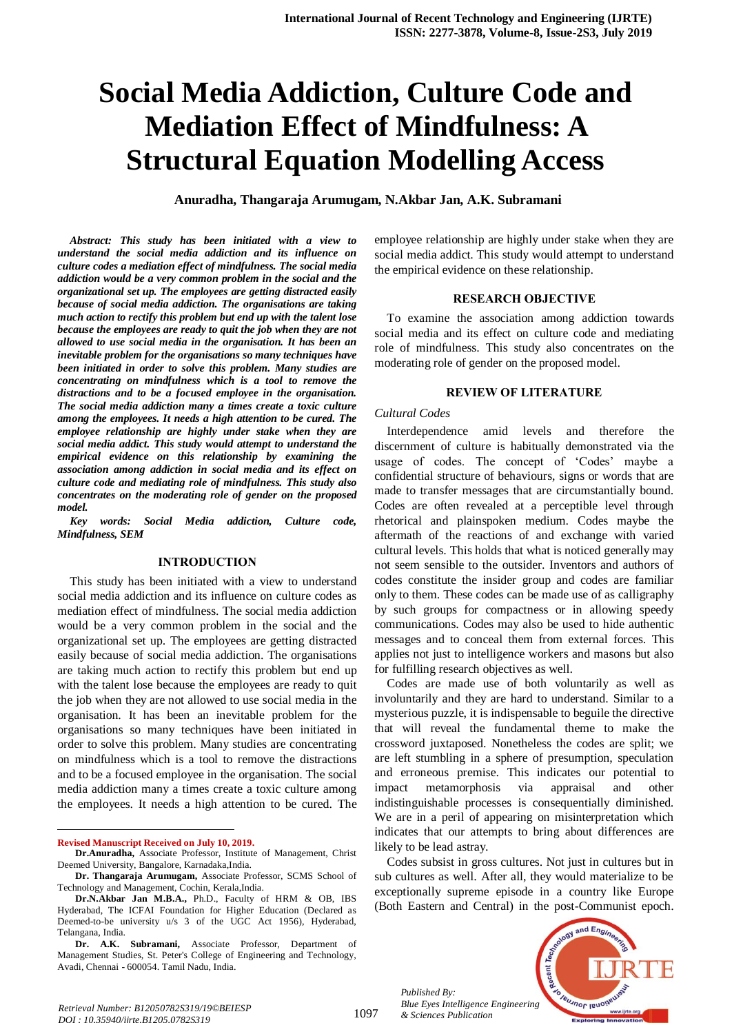# Social Media Addiction, Culture Code and Mediation Effect of Mindfulness: A Structural Equation Modelling Access

**Anuradha, Thangaraja Arumugam, N.Akbar Jan, A.K. Subramani**

***Abstract: This study has been initiated with a view to understand the social media addiction and its influence on culture codes a mediation effect of mindfulness. The social media addiction would be a very common problem in the social and the organizational set up. The employees are getting distracted easily because of social media addiction. The organisations are taking much action to rectify this problem but end up with the talent lose because the employees are ready to quit the job when they are not allowed to use social media in the organisation. It has been an inevitable problem for the organisations so many techniques have been initiated in order to solve this problem. Many studies are concentrating on mindfulness which is a tool to remove the distractions and to be a focused employee in the organisation. The social media addiction many a times create a toxic culture among the employees. It needs a high attention to be cured. The employee relationship are highly under stake when they are social media addict. This study would attempt to understand the empirical evidence on this relationship by examining the association among addiction in social media and its effect on culture code and mediating role of mindfulness. This study also concentrates on the moderating role of gender on the proposed model.***

***Key words: Social Media addiction, Culture code, Mindfulness, SEM***

## INTRODUCTION

This study has been initiated with a view to understand social media addiction and its influence on culture codes as mediation effect of mindfulness. The social media addiction would be a very common problem in the social and the organizational set up. The employees are getting distracted easily because of social media addiction. The organisations are taking much action to rectify this problem but end up with the talent lose because the employees are ready to quit the job when they are not allowed to use social media in the organisation. It has been an inevitable problem for the organisations so many techniques have been initiated in order to solve this problem. Many studies are concentrating on mindfulness which is a tool to remove the distractions and to be a focused employee in the organisation. The social media addiction many a times create a toxic culture among the employees. It needs a high attention to be cured. The employee relationship are highly under stake when they are social media addict. This study would attempt to understand the empirical evidence on these relationship.

**Revised Manuscript Received on July 10, 2019.**

**Dr.Anuradha,** Associate Professor, Institute of Management, Christ Deemed University, Bangalore, Karnadaka,India.

**Dr. Thangaraja Arumugam,** Associate Professor, SCMS School of Technology and Management, Cochin, Kerala,India.

**Dr.N.Akbar Jan M.B.A.,** Ph.D., Faculty of HRM & OB, IBS Hyderabad, The ICFAI Foundation for Higher Education (Declared as Deemed-to-be university u/s 3 of the UGC Act 1956), Hyderabad, Telangana, India.

**Dr. A.K. Subramani,** Associate Professor, Department of Management Studies, St. Peter's College of Engineering and Technology, Avadi, Chennai - 600054. Tamil Nadu, India.

## RESEARCH OBJECTIVE

To examine the association among addiction towards social media and its effect on culture code and mediating role of mindfulness. This study also concentrates on the moderating role of gender on the proposed model.

## REVIEW OF LITERATURE

### *Cultural Codes*

Interdependence amid levels and therefore the discernment of culture is habitually demonstrated via the usage of codes. The concept of 'Codes' maybe a confidential structure of behaviours, signs or words that are made to transfer messages that are circumstantially bound. Codes are often revealed at a perceptible level through rhetorical and plainspoken medium. Codes maybe the aftermath of the reactions of and exchange with varied cultural levels. This holds that what is noticed generally may not seem sensible to the outsider. Inventors and authors of codes constitute the insider group and codes are familiar only to them. These codes can be made use of as calligraphy by such groups for compactness or in allowing speedy communications. Codes may also be used to hide authentic messages and to conceal them from external forces. This applies not just to intelligence workers and masons but also for fulfilling research objectives as well.

Codes are made use of both voluntarily as well as involuntarily and they are hard to understand. Similar to a mysterious puzzle, it is indispensable to beguile the directive that will reveal the fundamental theme to make the crossword juxtaposed. Nonetheless the codes are split; we are left stumbling in a sphere of presumption, speculation and erroneous premise. This indicates our potential to impact metamorphosis via appraisal and other indistinguishable processes is consequentially diminished. We are in a peril of appearing on misinterpretation which indicates that our attempts to bring about differences are likely to be lead astray.

Codes subsist in gross cultures. Not just in cultures but in sub cultures as well. After all, they would materialize to be exceptionally supreme episode in a country like Europe (Both Eastern and Central) in the post-Communist epoch.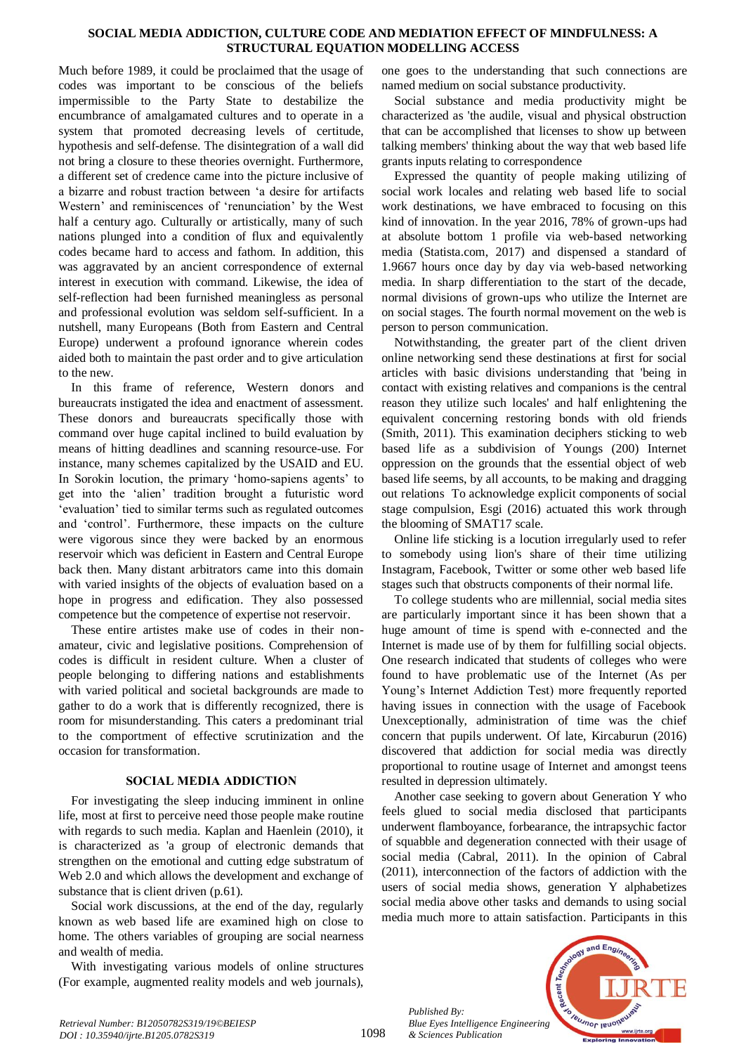Much before 1989, it could be proclaimed that the usage of codes was important to be conscious of the beliefs impermissible to the Party State to destabilize the encumbrance of amalgamated cultures and to operate in a system that promoted decreasing levels of certitude, hypothesis and self-defense. The disintegration of a wall did not bring a closure to these theories overnight. Furthermore, a different set of credence came into the picture inclusive of a bizarre and robust traction between 'a desire for artifacts Western' and reminiscences of 'renunciation' by the West half a century ago. Culturally or artistically, many of such nations plunged into a condition of flux and equivalently codes became hard to access and fathom. In addition, this was aggravated by an ancient correspondence of external interest in execution with command. Likewise, the idea of self-reflection had been furnished meaningless as personal and professional evolution was seldom self-sufficient. In a nutshell, many Europeans (Both from Eastern and Central Europe) underwent a profound ignorance wherein codes aided both to maintain the past order and to give articulation to the new.

In this frame of reference, Western donors and bureaucrats instigated the idea and enactment of assessment. These donors and bureaucrats specifically those with command over huge capital inclined to build evaluation by means of hitting deadlines and scanning resource-use. For instance, many schemes capitalized by the USAID and EU. In Sorokin locution, the primary 'homo-sapiens agents' to get into the 'alien' tradition brought a futuristic word 'evaluation' tied to similar terms such as regulated outcomes and 'control'. Furthermore, these impacts on the culture were vigorous since they were backed by an enormous reservoir which was deficient in Eastern and Central Europe back then. Many distant arbitrators came into this domain with varied insights of the objects of evaluation based on a hope in progress and edification. They also possessed competence but the competence of expertise not reservoir.

These entire artistes make use of codes in their non-amateur, civic and legislative positions. Comprehension of codes is difficult in resident culture. When a cluster of people belonging to differing nations and establishments with varied political and societal backgrounds are made to gather to do a work that is differently recognized, there is room for misunderstanding. This caters a predominant trial to the comportment of effective scrutinization and the occasion for transformation.

## SOCIAL MEDIA ADDICTION

For investigating the sleep inducing imminent in online life, most at first to perceive need those people make routine with regards to such media. Kaplan and Haenlein (2010), it is characterized as 'a group of electronic demands that strengthen on the emotional and cutting edge substratum of Web 2.0 and which allows the development and exchange of substance that is client driven (p.61).

Social work discussions, at the end of the day, regularly known as web based life are examined high on close to home. The others variables of grouping are social nearness and wealth of media.

With investigating various models of online structures (For example, augmented reality models and web journals), one goes to the understanding that such connections are named medium on social substance productivity.

Social substance and media productivity might be characterized as 'the audile, visual and physical obstruction that can be accomplished that licenses to show up between talking members' thinking about the way that web based life grants inputs relating to correspondence

Expressed the quantity of people making utilizing of social work locales and relating web based life to social work destinations, we have embraced to focusing on this kind of innovation. In the year 2016, 78% of grown-ups had at absolute bottom 1 profile via web-based networking media (Statista.com, 2017) and dispensed a standard of 1.9667 hours once day by day via web-based networking media. In sharp differentiation to the start of the decade, normal divisions of grown-ups who utilize the Internet are on social stages. The fourth normal movement on the web is person to person communication.

Notwithstanding, the greater part of the client driven online networking send these destinations at first for social articles with basic divisions understanding that 'being in contact with existing relatives and companions is the central reason they utilize such locales' and half enlightening the equivalent concerning restoring bonds with old friends (Smith, 2011). This examination deciphers sticking to web based life as a subdivision of Youngs (200) Internet oppression on the grounds that the essential object of web based life seems, by all accounts, to be making and dragging out relations To acknowledge explicit components of social stage compulsion, Esgi (2016) actuated this work through the blooming of SMAT17 scale.

Online life sticking is a locution irregularly used to refer to somebody using lion's share of their time utilizing Instagram, Facebook, Twitter or some other web based life stages such that obstructs components of their normal life.

To college students who are millennial, social media sites are particularly important since it has been shown that a huge amount of time is spend with e-connected and the Internet is made use of by them for fulfilling social objects. One research indicated that students of colleges who were found to have problematic use of the Internet (As per Young's Internet Addiction Test) more frequently reported having issues in connection with the usage of Facebook Unexceptionally, administration of time was the chief concern that pupils underwent. Of late, Kircaburun (2016) discovered that addiction for social media was directly proportional to routine usage of Internet and amongst teens resulted in depression ultimately.

Another case seeking to govern about Generation Y who feels glued to social media disclosed that participants underwent flamboyance, forbearance, the intrapsychic factor of squabble and degeneration connected with their usage of social media (Cabral, 2011). In the opinion of Cabral (2011), interconnection of the factors of addiction with the users of social media shows, generation Y alphabetizes social media above other tasks and demands to using social media much more to attain satisfaction. Participants in this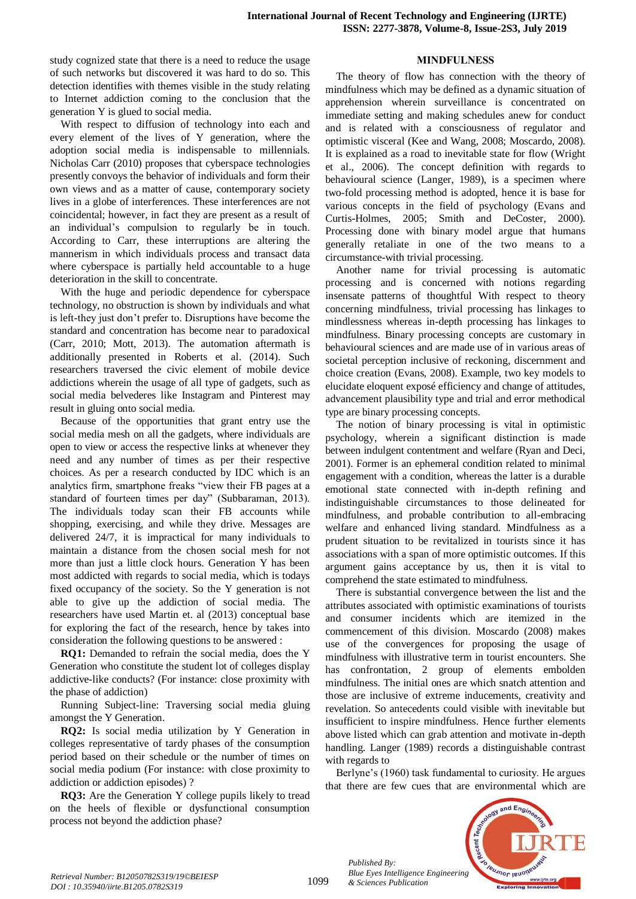study cognized state that there is a need to reduce the usage of such networks but discovered it was hard to do so. This detection identifies with themes visible in the study relating to Internet addiction coming to the conclusion that the generation Y is glued to social media.

With respect to diffusion of technology into each and every element of the lives of Y generation, where the adoption social media is indispensable to millennials. Nicholas Carr (2010) proposes that cyberspace technologies presently convoys the behavior of individuals and form their own views and as a matter of cause, contemporary society lives in a globe of interferences. These interferences are not coincidental; however, in fact they are present as a result of an individual's compulsion to regularly be in touch. According to Carr, these interruptions are altering the mannerism in which individuals process and transact data where cyberspace is partially held accountable to a huge deterioration in the skill to concentrate.

With the huge and periodic dependence for cyberspace technology, no obstruction is shown by individuals and what is left-they just don't prefer to. Disruptions have become the standard and concentration has become near to paradoxical (Carr, 2010; Mott, 2013). The automation aftermath is additionally presented in Roberts et al. (2014). Such researchers traversed the civic element of mobile device addictions wherein the usage of all type of gadgets, such as social media belvederes like Instagram and Pinterest may result in gluing onto social media.

Because of the opportunities that grant entry use the social media mesh on all the gadgets, where individuals are open to view or access the respective links at whenever they need and any number of times as per their respective choices. As per a research conducted by IDC which is an analytics firm, smartphone freaks "view their FB pages at a standard of fourteen times per day" (Subbaraman, 2013). The individuals today scan their FB accounts while shopping, exercising, and while they drive. Messages are delivered 24/7, it is impractical for many individuals to maintain a distance from the chosen social mesh for not more than just a little clock hours. Generation Y has been most addicted with regards to social media, which is todays fixed occupancy of the society. So the Y generation is not able to give up the addiction of social media. The researchers have used Martin et. al (2013) conceptual base for exploring the fact of the research, hence by takes into consideration the following questions to be answered :

**RQ1:** Demanded to refrain the social media, does the Y Generation who constitute the student lot of colleges display addictive-like conducts? (For instance: close proximity with the phase of addiction)

Running Subject-line: Traversing social media gluing amongst the Y Generation.

**RQ2:** Is social media utilization by Y Generation in colleges representative of tardy phases of the consumption period based on their schedule or the number of times on social media podium (For instance: with close proximity to addiction or addiction episodes) ?

**RQ3:** Are the Generation Y college pupils likely to tread on the heels of flexible or dysfunctional consumption process not beyond the addiction phase?

## MINDFULNESS

The theory of flow has connection with the theory of mindfulness which may be defined as a dynamic situation of apprehension wherein surveillance is concentrated on immediate setting and making schedules anew for conduct and is related with a consciousness of regulator and optimistic visceral (Kee and Wang, 2008; Moscardo, 2008). It is explained as a road to inevitable state for flow (Wright et al., 2006). The concept definition with regards to behavioural science (Langer, 1989), is a specimen where two-fold processing method is adopted, hence it is base for various concepts in the field of psychology (Evans and Curtis-Holmes, 2005; Smith and DeCoster, 2000). Processing done with binary model argue that humans generally retaliate in one of the two means to a circumstance-with trivial processing.

Another name for trivial processing is automatic processing and is concerned with notions regarding insensate patterns of thoughtful With respect to theory concerning mindfulness, trivial processing has linkages to mindlessness whereas in-depth processing has linkages to mindfulness. Binary processing concepts are customary in behavioural sciences and are made use of in various areas of societal perception inclusive of reckoning, discernment and choice creation (Evans, 2008). Example, two key models to elucidate eloquent exposé efficiency and change of attitudes, advancement plausibility type and trial and error methodical type are binary processing concepts.

The notion of binary processing is vital in optimistic psychology, wherein a significant distinction is made between indulgent contentment and welfare (Ryan and Deci, 2001). Former is an ephemeral condition related to minimal engagement with a condition, whereas the latter is a durable emotional state connected with in-depth refining and indistinguishable circumstances to those delineated for mindfulness, and probable contribution to all-embracing welfare and enhanced living standard. Mindfulness as a prudent situation to be revitalized in tourists since it has associations with a span of more optimistic outcomes. If this argument gains acceptance by us, then it is vital to comprehend the state estimated to mindfulness.

There is substantial convergence between the list and the attributes associated with optimistic examinations of tourists and consumer incidents which are itemized in the commencement of this division. Moscardo (2008) makes use of the convergences for proposing the usage of mindfulness with illustrative term in tourist encounters. She has confrontation, 2 group of elements embolden mindfulness. The initial ones are which snatch attention and those are inclusive of extreme inducements, creativity and revelation. So antecedents could visible with inevitable but insufficient to inspire mindfulness. Hence further elements above listed which can grab attention and motivate in-depth handling. Langer (1989) records a distinguishable contrast with regards to

Berlyne's (1960) task fundamental to curiosity. He argues that there are few cues that are environmental which are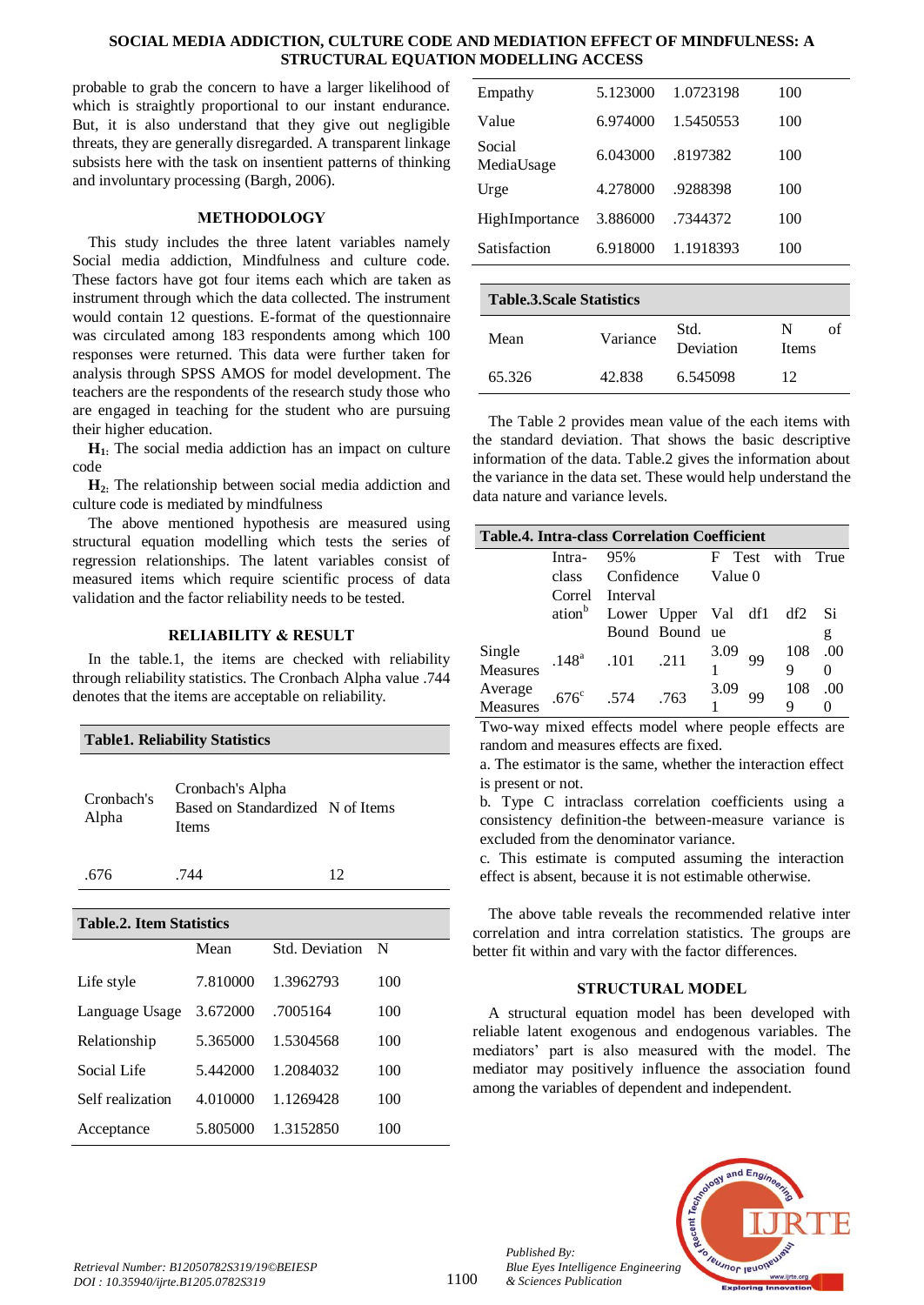probable to grab the concern to have a larger likelihood of which is straightly proportional to our instant endurance. But, it is also understand that they give out negligible threats, they are generally disregarded. A transparent linkage subsists here with the task on insentient patterns of thinking and involuntary processing (Bargh, 2006).

## METHODOLOGY

This study includes the three latent variables namely Social media addiction, Mindfulness and culture code. These factors have got four items each which are taken as instrument through which the data collected. The instrument would contain 12 questions. E-format of the questionnaire was circulated among 183 respondents among which 100 responses were returned. This data were further taken for analysis through SPSS AMOS for model development. The teachers are the respondents of the research study those who are engaged in teaching for the student who are pursuing their higher education.

**$H_1$:** The social media addiction has an impact on culture code

**$H_2$:** The relationship between social media addiction and culture code is mediated by mindfulness

The above mentioned hypothesis are measured using structural equation modelling which tests the series of regression relationships. The latent variables consist of measured items which require scientific process of data validation and the factor reliability needs to be tested.

## RELIABILITY & RESULT

In the table.1, the items are checked with reliability through reliability statistics. The Cronbach Alpha value .744 denotes that the items are acceptable on reliability.

**Table1. Reliability Statistics**

| Cronbach's Alpha | Cronbach's Alpha Based on Standardized Items | N of Items |
|---|---|---|
| .676 | .744 | 12 |

**Table.2. Item Statistics**

| | Mean | Std. Deviation | N |
|---|---|---|---|
| Life style | 7.810000 | 1.3962793 | 100 |
| Language Usage | 3.672000 | .7005164 | 100 |
| Relationship | 5.365000 | 1.5304568 | 100 |
| Social Life | 5.442000 | 1.2084032 | 100 |
| Self realization | 4.010000 | 1.1269428 | 100 |
| Acceptance | 5.805000 | 1.3152850 | 100 |
| Empathy | 5.123000 | 1.0723198 | 100 |
| Value | 6.974000 | 1.5450553 | 100 |
| Social MediaUsage | 6.043000 | .8197382 | 100 |
| Urge | 4.278000 | .9288398 | 100 |
| HighImportance | 3.886000 | .7344372 | 100 |
| Satisfaction | 6.918000 | 1.1918393 | 100 |

**Table.3.Scale Statistics**

| Mean | Variance | Std. Deviation | N of Items |
|---|---|---|---|
| 65.326 | 42.838 | 6.545098 | 12 |

The Table 2 provides mean value of the each items with the standard deviation. That shows the basic descriptive information of the data. Table.2 gives the information about the variance in the data set. These would help understand the data nature and variance levels.

**Table.4. Intra-class Correlation Coefficient**

| | Intra-class Correlation[b] | 95% Confidence Interval | | F Test with True Value 0 | | | |
|---|---|---|---|---|---|---|---|
| | | Lower Bound | Upper Bound | Value | df1 | df2 | Sig |
| Single Measures | .148[a] | .101 | .211 | 3.091 | 99 | 1089 | .000 |
| Average Measures | .676[c] | .574 | .763 | 3.091 | 99 | 1089 | .000 |

Two-way mixed effects model where people effects are random and measures effects are fixed.

a. The estimator is the same, whether the interaction effect is present or not.

b. Type C intraclass correlation coefficients using a consistency definition-the between-measure variance is excluded from the denominator variance.

c. This estimate is computed assuming the interaction effect is absent, because it is not estimable otherwise.

The above table reveals the recommended relative inter correlation and intra correlation statistics. The groups are better fit within and vary with the factor differences.

## STRUCTURAL MODEL

A structural equation model has been developed with reliable latent exogenous and endogenous variables. The mediators' part is also measured with the model. The mediator may positively influence the association found among the variables of dependent and independent.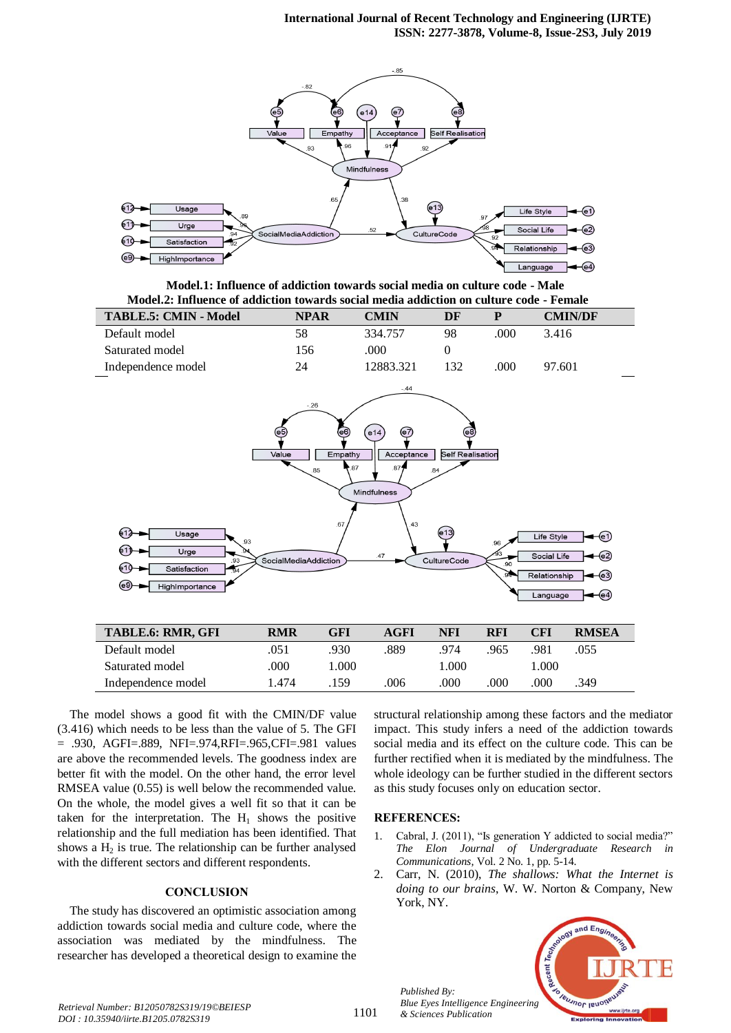**Model.1: Influence of addiction towards social media on culture code - Male**

**Model.2: Influence of addiction towards social media addiction on culture code - Female**

| TABLE.5: CMIN - Model | NPAR | CMIN | DF | P | CMIN/DF |
|---|---|---|---|---|---|
| Default model | 58 | 334.757 | 98 | .000 | 3.416 |
| Saturated model | 156 | .000 | 0 | | |
| Independence model | 24 | 12883.321 | 132 | .000 | 97.601 |

| TABLE.6: RMR, GFI | RMR | GFI | AGFI | NFI | RFI | CFI | RMSEA |
|---|---|---|---|---|---|---|---|
| Default model | .051 | .930 | .889 | .974 | .965 | .981 | .055 |
| Saturated model | .000 | 1.000 | | 1.000 | | 1.000 | |
| Independence model | 1.474 | .159 | .006 | .000 | .000 | .000 | .349 |

The model shows a good fit with the CMIN/DF value (3.416) which needs to be less than the value of 5. The GFI = .930, AGFI=.889, NFI=.974,RFI=.965,CFI=.981 values are above the recommended levels. The goodness index are better fit with the model. On the other hand, the error level RMSEA value (0.55) is well below the recommended value. On the whole, the model gives a well fit so that it can be taken for the interpretation. The $H_1$ shows the positive relationship and the full mediation has been identified. That shows a $H_2$ is true. The relationship can be further analysed with the different sectors and different respondents.

## CONCLUSION

The study has discovered an optimistic association among addiction towards social media and culture code, where the association was mediated by the mindfulness. The researcher has developed a theoretical design to examine the structural relationship among these factors and the mediator impact. This study infers a need of the addiction towards social media and its effect on the culture code. This can be further rectified when it is mediated by the mindfulness. The whole ideology can be further studied in the different sectors as this study focuses only on education sector.

## REFERENCES:

1. Cabral, J. (2011), "Is generation Y addicted to social media?" *The Elon Journal of Undergraduate Research in Communications*, Vol. 2 No. 1, pp. 5-14.
2. Carr, N. (2010), *The shallows: What the Internet is doing to our brains*, W. W. Norton & Company, New York, NY.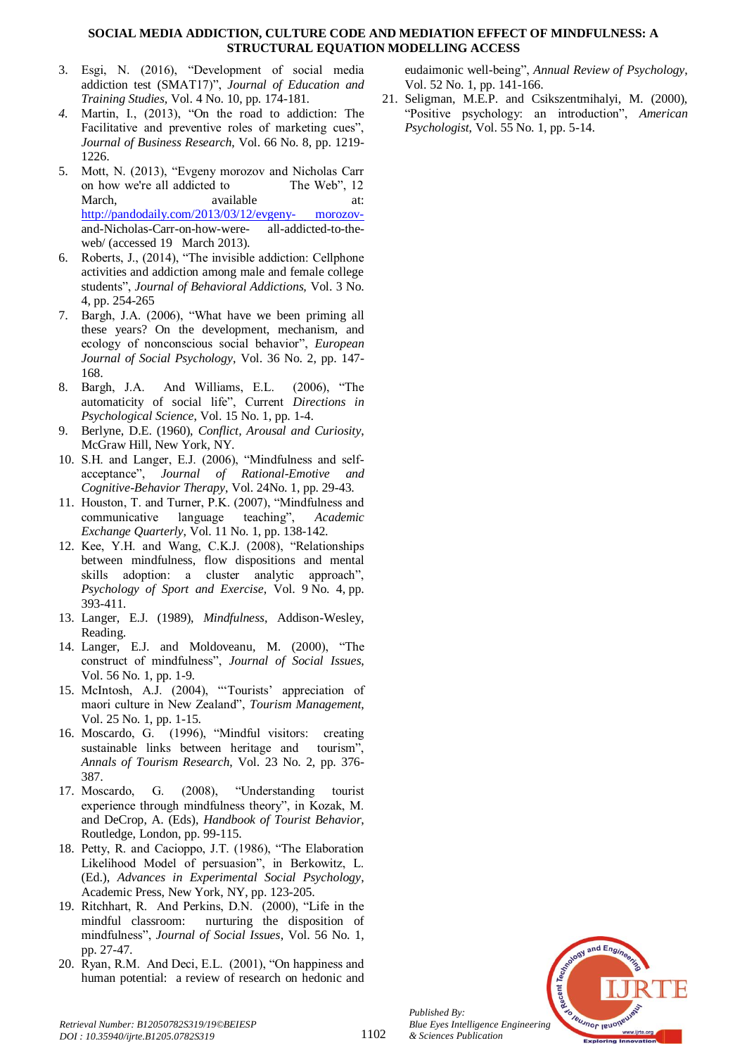3. Esgi, N. (2016), "Development of social media addiction test (SMAT17)", *Journal of Education and Training Studies*, Vol. 4 No. 10, pp. 174-181.
4. Martin, I., (2013), "On the road to addiction: The Facilitative and preventive roles of marketing cues", *Journal of Business Research*, Vol. 66 No. 8, pp. 1219-1226.
5. Mott, N. (2013), "Evgeny morozov and Nicholas Carr on how we're all addicted to The Web", 12 March, available at: http://pandodaily.com/2013/03/12/evgeny- morozov-and-Nicholas-Carr-on-how-were- all-addicted-to-the-web/ (accessed 19 March 2013).
6. Roberts, J., (2014), "The invisible addiction: Cellphone activities and addiction among male and female college students", *Journal of Behavioral Addictions*, Vol. 3 No. 4, pp. 254-265
7. Bargh, J.A. (2006), "What have we been priming all these years? On the development, mechanism, and ecology of nonconscious social behavior", *European Journal of Social Psychology*, Vol. 36 No. 2, pp. 147-168.
8. Bargh, J.A. And Williams, E.L. (2006), "The automaticity of social life", Current *Directions in Psychological Science*, Vol. 15 No. 1, pp. 1-4.
9. Berlyne, D.E. (1960), *Conflict, Arousal and Curiosity*, McGraw Hill, New York, NY.
10. S.H. and Langer, E.J. (2006), "Mindfulness and self-acceptance", *Journal of Rational-Emotive and Cognitive-Behavior Therapy*, Vol. 24No. 1, pp. 29-43.
11. Houston, T. and Turner, P.K. (2007), "Mindfulness and communicative language teaching", *Academic Exchange Quarterly*, Vol. 11 No. 1, pp. 138-142.
12. Kee, Y.H. and Wang, C.K.J. (2008), "Relationships between mindfulness, flow dispositions and mental skills adoption: a cluster analytic approach", *Psychology of Sport and Exercise*, Vol. 9 No. 4, pp. 393-411.
13. Langer, E.J. (1989), *Mindfulness*, Addison-Wesley, Reading.
14. Langer, E.J. and Moldoveanu, M. (2000), "The construct of mindfulness", *Journal of Social Issues*, Vol. 56 No. 1, pp. 1-9.
15. McIntosh, A.J. (2004), "'Tourists' appreciation of maori culture in New Zealand", *Tourism Management*, Vol. 25 No. 1, pp. 1-15.
16. Moscardo, G. (1996), "Mindful visitors: creating sustainable links between heritage and tourism", *Annals of Tourism Research*, Vol. 23 No. 2, pp. 376-387.
17. Moscardo, G. (2008), "Understanding tourist experience through mindfulness theory", in Kozak, M. and DeCrop, A. (Eds), *Handbook of Tourist Behavior*, Routledge, London, pp. 99-115.
18. Petty, R. and Cacioppo, J.T. (1986), "The Elaboration Likelihood Model of persuasion", in Berkowitz, L. (Ed.), *Advances in Experimental Social Psychology*, Academic Press, New York, NY, pp. 123-205.
19. Ritchhart, R. And Perkins, D.N. (2000), "Life in the mindful classroom: nurturing the disposition of mindfulness", *Journal of Social Issues*, Vol. 56 No. 1, pp. 27-47.
20. Ryan, R.M. And Deci, E.L. (2001), "On happiness and human potential: a review of research on hedonic and eudaimonic well-being", *Annual Review of Psychology*, Vol. 52 No. 1, pp. 141-166.
21. Seligman, M.E.P. and Csikszentmihalyi, M. (2000), "Positive psychology: an introduction", *American Psychologist*, Vol. 55 No. 1, pp. 5-14.